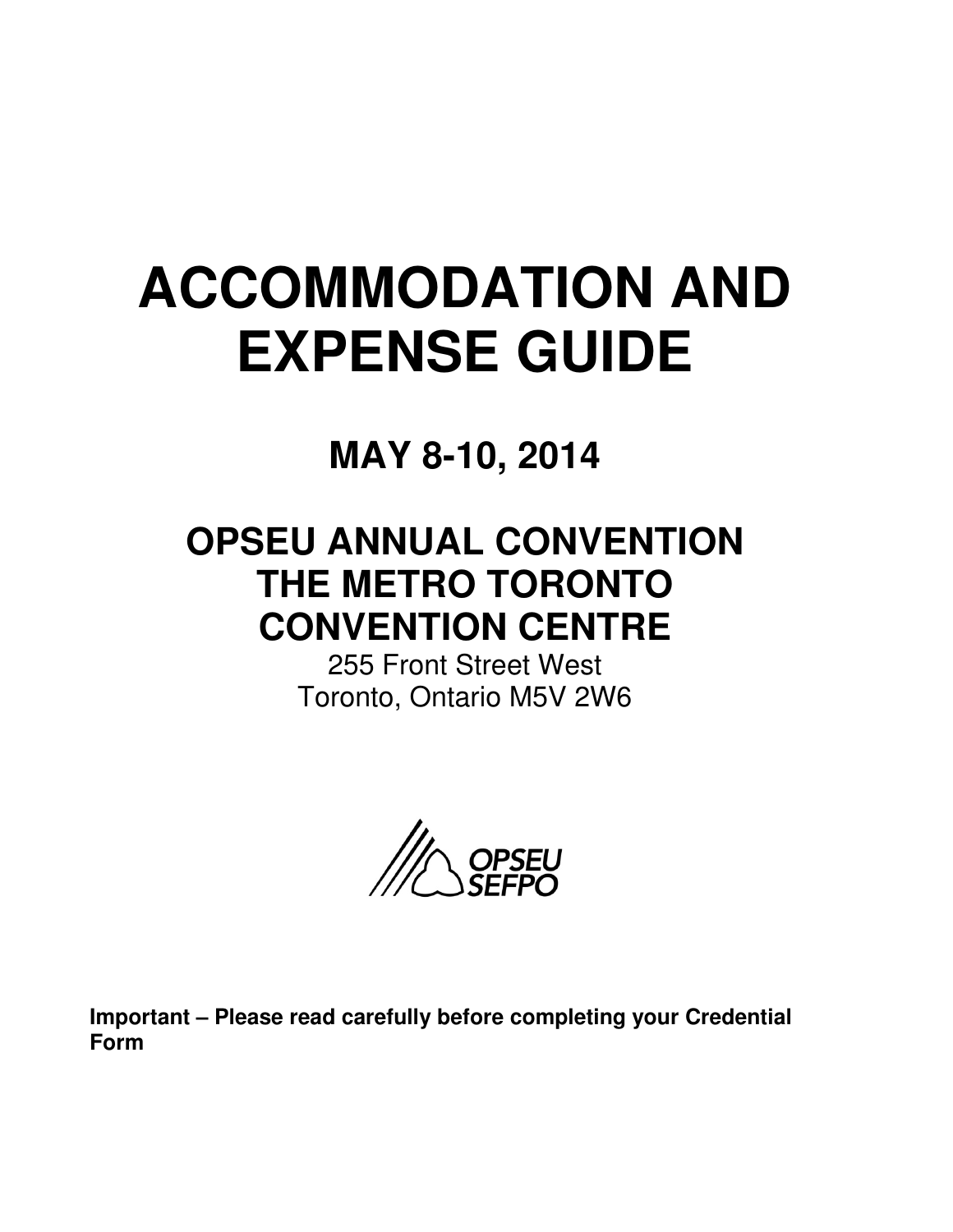# ACCOMMODATION AND EXPENSE GUIDE

## MAY 8-10, 2014

## OPSEU ANNUAL CONVENTION THE METRO TORONTO CONVENTION CENTRE

255 Front Street West
Toronto, Ontario M5V 2W6

OPSEU
SEFPO

**Important – Please read carefully before completing your Credential Form**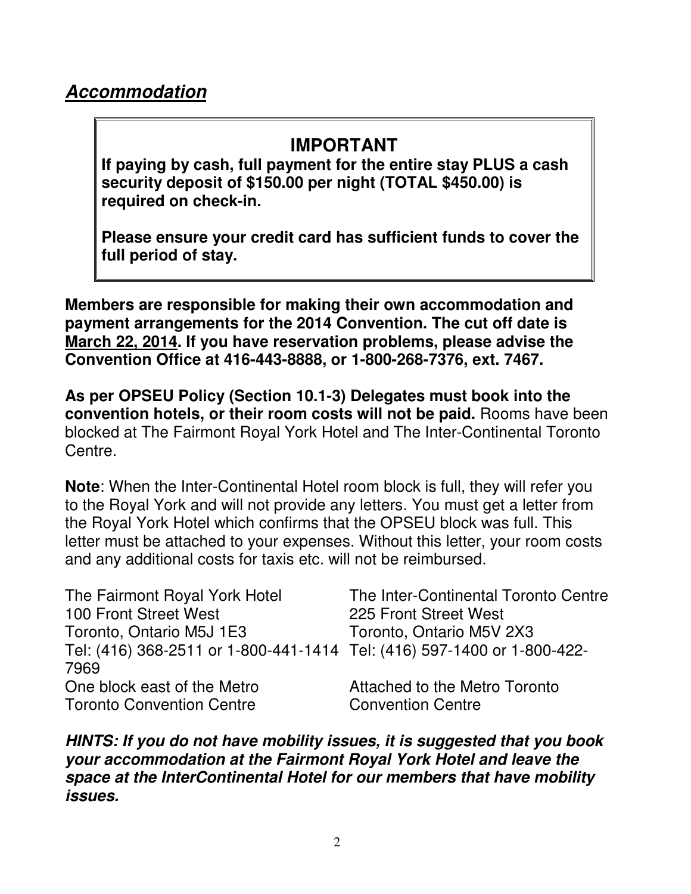## ***Accommodation***

> **IMPORTANT**
>
> **If paying by cash, full payment for the entire stay PLUS a cash security deposit of $150.00 per night (TOTAL $450.00) is required on check-in.**
>
> **Please ensure your credit card has sufficient funds to cover the full period of stay.**

**Members are responsible for making their own accommodation and payment arrangements for the 2014 Convention. The cut off date is <u>March 22, 2014</u>. If you have reservation problems, please advise the Convention Office at 416-443-8888, or 1-800-268-7376, ext. 7467.**

**As per OPSEU Policy (Section 10.1-3) Delegates must book into the convention hotels, or their room costs will not be paid.** Rooms have been blocked at The Fairmont Royal York Hotel and The Inter-Continental Toronto Centre.

**Note**: When the Inter-Continental Hotel room block is full, they will refer you to the Royal York and will not provide any letters. You must get a letter from the Royal York Hotel which confirms that the OPSEU block was full. This letter must be attached to your expenses. Without this letter, your room costs and any additional costs for taxis etc. will not be reimbursed.

The Fairmont Royal York Hotel
100 Front Street West
Toronto, Ontario M5J 1E3
Tel: (416) 368-2511 or 1-800-441-1414
One block east of the Metro Toronto Convention Centre

The Inter-Continental Toronto Centre
225 Front Street West
Toronto, Ontario M5V 2X3
Tel: (416) 597-1400 or 1-800-422-7969
Attached to the Metro Toronto Convention Centre

***HINTS: If you do not have mobility issues, it is suggested that you book your accommodation at the Fairmont Royal York Hotel and leave the space at the InterContinental Hotel for our members that have mobility issues.***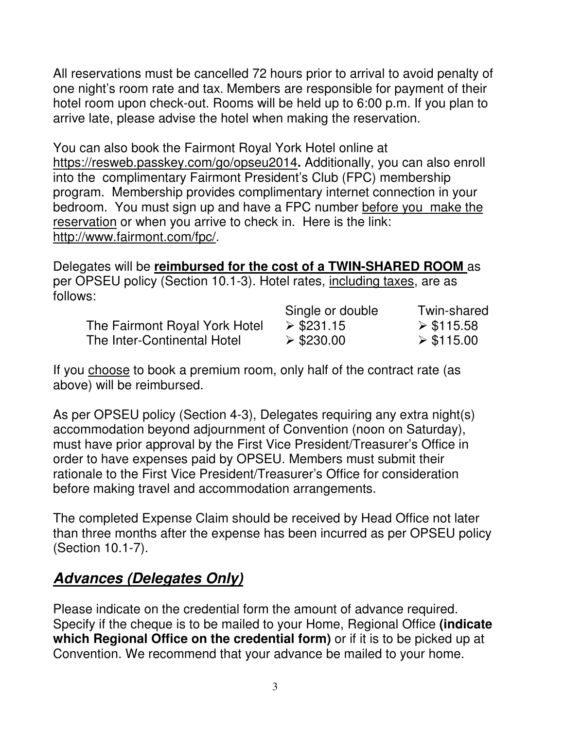All reservations must be cancelled 72 hours prior to arrival to avoid penalty of one night's room rate and tax. Members are responsible for payment of their hotel room upon check-out. Rooms will be held up to 6:00 p.m. If you plan to arrive late, please advise the hotel when making the reservation.

You can also book the Fairmont Royal York Hotel online at https://resweb.passkey.com/go/opseu2014**.** Additionally, you can also enroll into the complimentary Fairmont President's Club (FPC) membership program. Membership provides complimentary internet connection in your bedroom. You must sign up and have a FPC number before you make the reservation or when you arrive to check in. Here is the link: http://www.fairmont.com/fpc/.

Delegates will be **reimbursed for the cost of a TWIN-SHARED ROOM** as per OPSEU policy (Section 10.1-3). Hotel rates, including taxes, are as follows:

| | Single or double | Twin-shared |
|---|---|---|
| The Fairmont Royal York Hotel | ➢ $231.15 | ➢ $115.58 |
| The Inter-Continental Hotel | ➢ $230.00 | ➢ $115.00 |

If you choose to book a premium room, only half of the contract rate (as above) will be reimbursed.

As per OPSEU policy (Section 4-3), Delegates requiring any extra night(s) accommodation beyond adjournment of Convention (noon on Saturday), must have prior approval by the First Vice President/Treasurer's Office in order to have expenses paid by OPSEU. Members must submit their rationale to the First Vice President/Treasurer's Office for consideration before making travel and accommodation arrangements.

The completed Expense Claim should be received by Head Office not later than three months after the expense has been incurred as per OPSEU policy (Section 10.1-7).

## ***Advances (Delegates Only)***

Please indicate on the credential form the amount of advance required. Specify if the cheque is to be mailed to your Home, Regional Office **(indicate which Regional Office on the credential form)** or if it is to be picked up at Convention. We recommend that your advance be mailed to your home.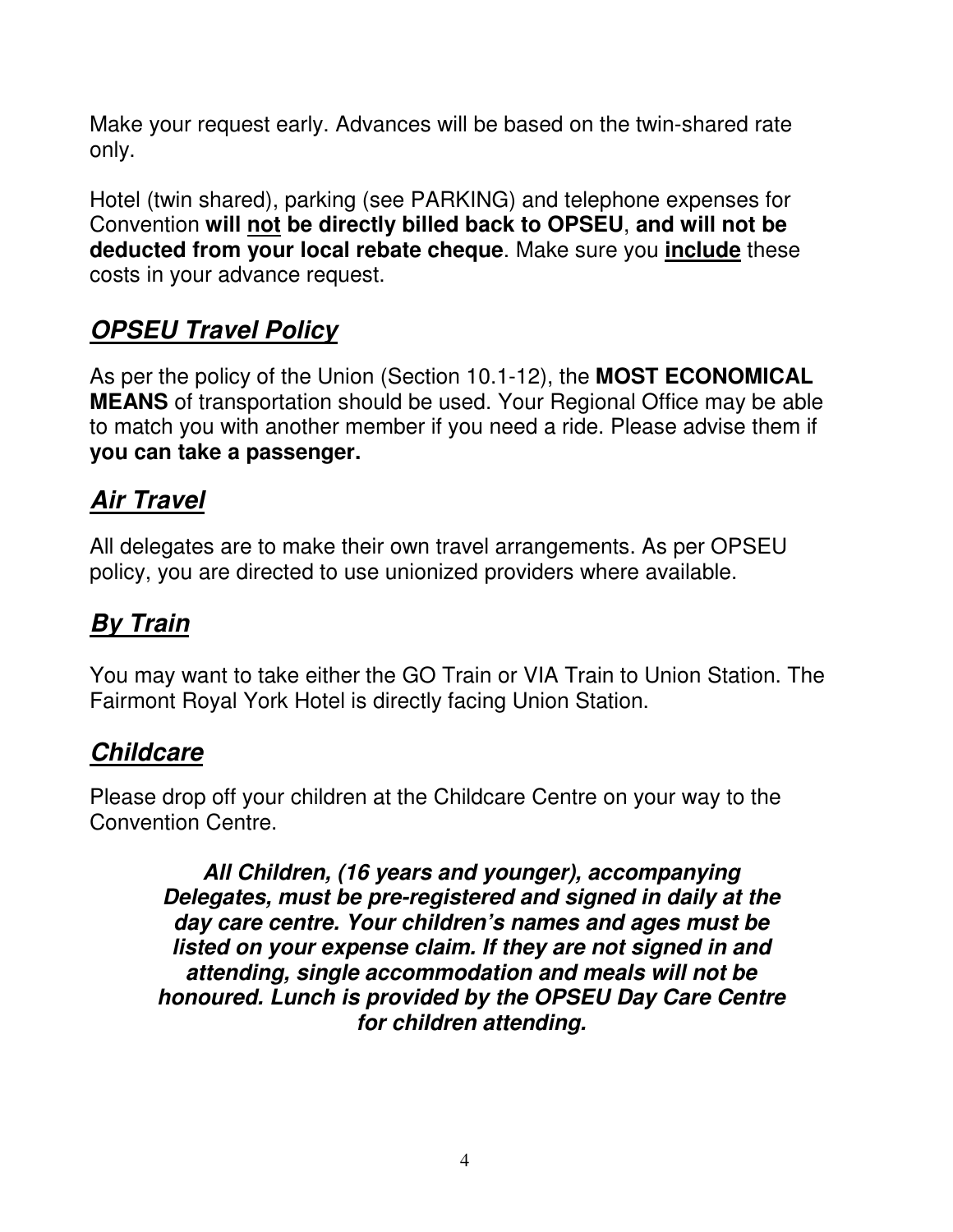Make your request early. Advances will be based on the twin-shared rate only.

Hotel (twin shared), parking (see PARKING) and telephone expenses for Convention **will not be directly billed back to OPSEU**, **and will not be deducted from your local rebate cheque**. Make sure you **include** these costs in your advance request.

## ***OPSEU Travel Policy***

As per the policy of the Union (Section 10.1-12), the **MOST ECONOMICAL MEANS** of transportation should be used. Your Regional Office may be able to match you with another member if you need a ride. Please advise them if **you can take a passenger.**

## ***Air Travel***

All delegates are to make their own travel arrangements. As per OPSEU policy, you are directed to use unionized providers where available.

## ***By Train***

You may want to take either the GO Train or VIA Train to Union Station. The Fairmont Royal York Hotel is directly facing Union Station.

## ***Childcare***

Please drop off your children at the Childcare Centre on your way to the Convention Centre.

***All Children, (16 years and younger), accompanying Delegates, must be pre-registered and signed in daily at the day care centre. Your children's names and ages must be listed on your expense claim. If they are not signed in and attending, single accommodation and meals will not be honoured. Lunch is provided by the OPSEU Day Care Centre for children attending.***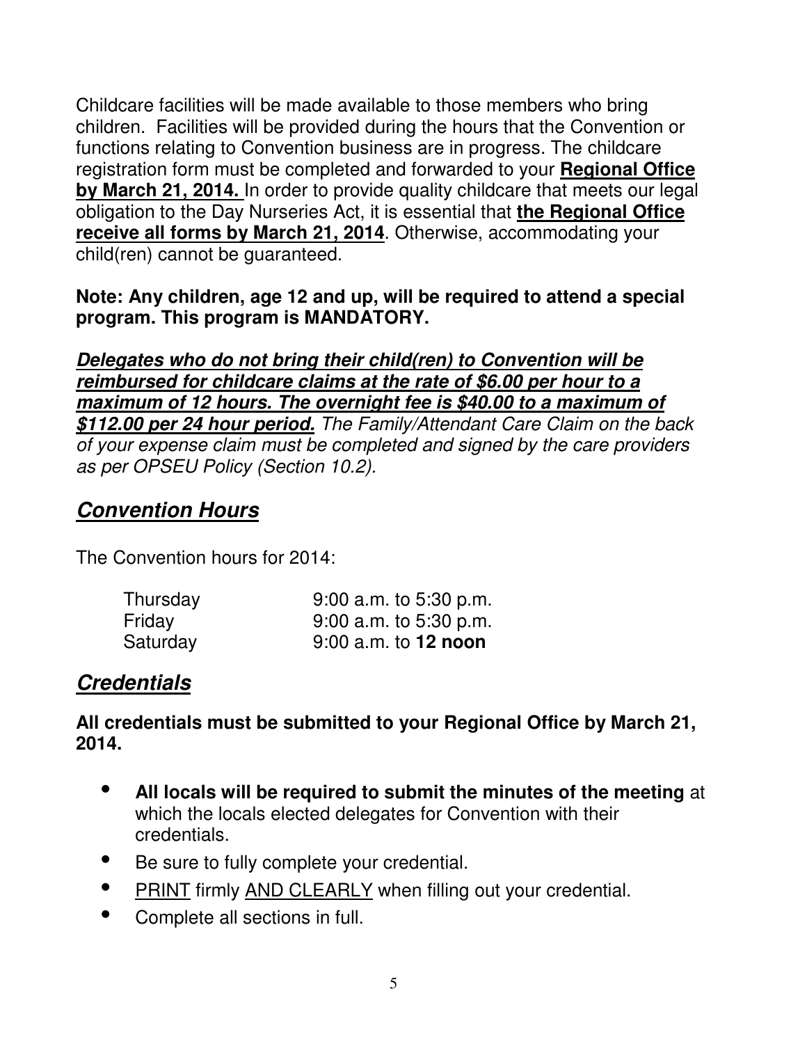Childcare facilities will be made available to those members who bring children. Facilities will be provided during the hours that the Convention or functions relating to Convention business are in progress. The childcare registration form must be completed and forwarded to your **Regional Office by March 21, 2014.** In order to provide quality childcare that meets our legal obligation to the Day Nurseries Act, it is essential that **the Regional Office receive all forms by March 21, 2014**. Otherwise, accommodating your child(ren) cannot be guaranteed.

**Note: Any children, age 12 and up, will be required to attend a special program. This program is MANDATORY.**

***Delegates who do not bring their child(ren) to Convention will be reimbursed for childcare claims at the rate of $6.00 per hour to a maximum of 12 hours. The overnight fee is $40.00 to a maximum of $112.00 per 24 hour period.*** *The Family/Attendant Care Claim on the back of your expense claim must be completed and signed by the care providers as per OPSEU Policy (Section 10.2).*

## *Convention Hours*

The Convention hours for 2014:

| | |
|---|---|
| Thursday | 9:00 a.m. to 5:30 p.m. |
| Friday | 9:00 a.m. to 5:30 p.m. |
| Saturday | 9:00 a.m. to **12 noon** |

## *Credentials*

**All credentials must be submitted to your Regional Office by March 21, 2014.**

- **All locals will be required to submit the minutes of the meeting** at which the locals elected delegates for Convention with their credentials.
- Be sure to fully complete your credential.
- PRINT firmly AND CLEARLY when filling out your credential.
- Complete all sections in full.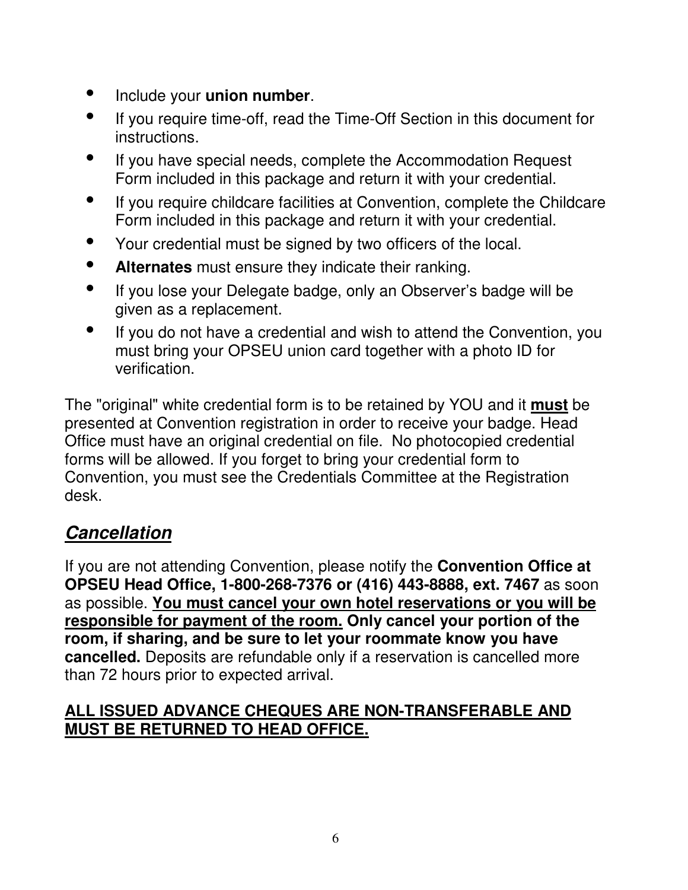- Include your **union number**.
- If you require time-off, read the Time-Off Section in this document for instructions.
- If you have special needs, complete the Accommodation Request Form included in this package and return it with your credential.
- If you require childcare facilities at Convention, complete the Childcare Form included in this package and return it with your credential.
- Your credential must be signed by two officers of the local.
- **Alternates** must ensure they indicate their ranking.
- If you lose your Delegate badge, only an Observer's badge will be given as a replacement.
- If you do not have a credential and wish to attend the Convention, you must bring your OPSEU union card together with a photo ID for verification.

The "original" white credential form is to be retained by YOU and it <u>**must**</u> be presented at Convention registration in order to receive your badge. Head Office must have an original credential on file. No photocopied credential forms will be allowed. If you forget to bring your credential form to Convention, you must see the Credentials Committee at the Registration desk.

## *Cancellation*

If you are not attending Convention, please notify the **Convention Office at OPSEU Head Office, 1-800-268-7376 or (416) 443-8888, ext. 7467** as soon as possible. <u>**You must cancel your own hotel reservations or you will be responsible for payment of the room.**</u> **Only cancel your portion of the room, if sharing, and be sure to let your roommate know you have cancelled.** Deposits are refundable only if a reservation is cancelled more than 72 hours prior to expected arrival.

<u>**ALL ISSUED ADVANCE CHEQUES ARE NON-TRANSFERABLE AND MUST BE RETURNED TO HEAD OFFICE.**</u>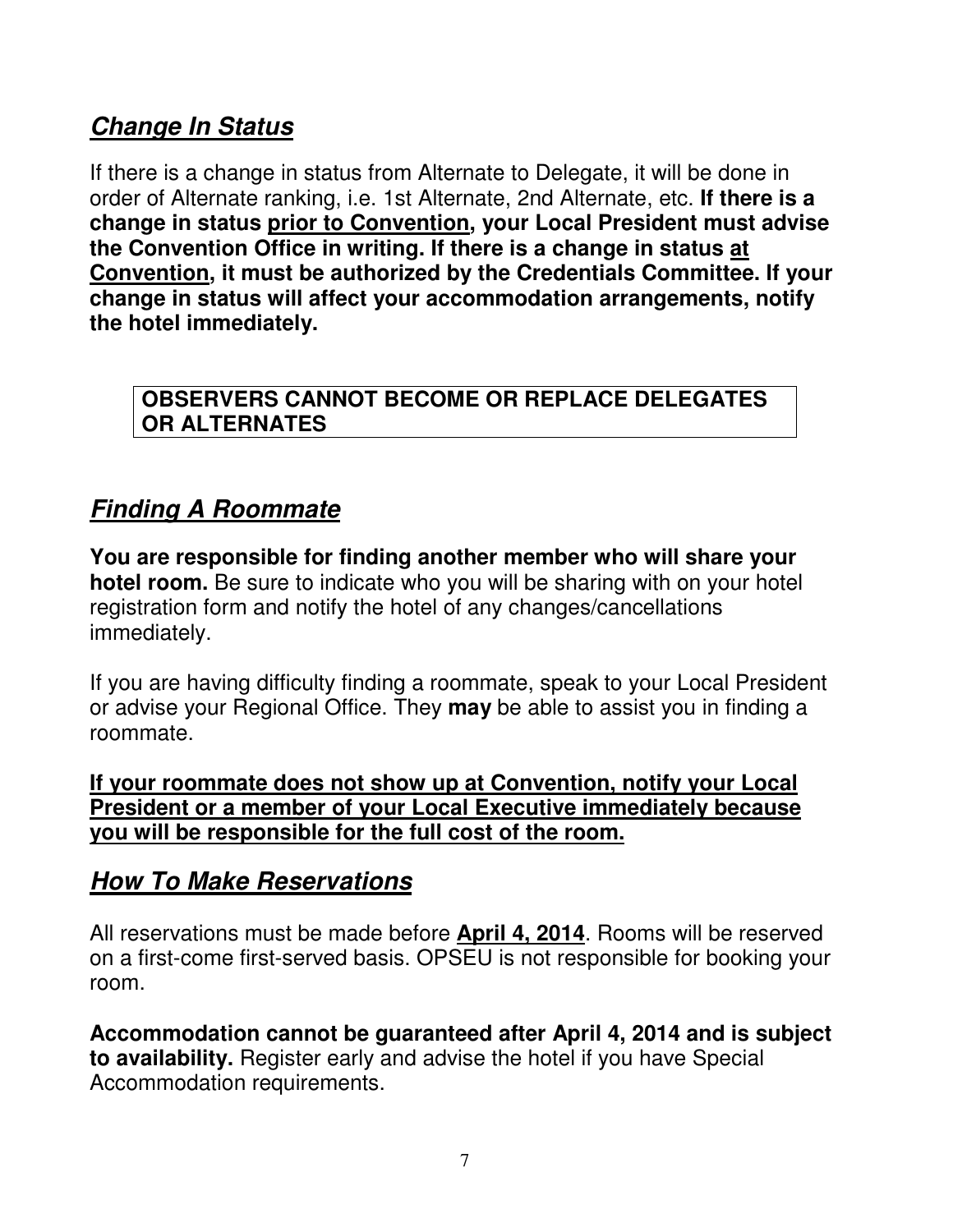## ***Change In Status***

If there is a change in status from Alternate to Delegate, it will be done in order of Alternate ranking, i.e. 1st Alternate, 2nd Alternate, etc. **If there is a change in status <u>prior to Convention</u>, your Local President must advise the Convention Office in writing. If there is a change in status <u>at Convention</u>, it must be authorized by the Credentials Committee. If your change in status will affect your accommodation arrangements, notify the hotel immediately.**

**OBSERVERS CANNOT BECOME OR REPLACE DELEGATES OR ALTERNATES**

## ***Finding A Roommate***

**You are responsible for finding another member who will share your hotel room.** Be sure to indicate who you will be sharing with on your hotel registration form and notify the hotel of any changes/cancellations immediately.

If you are having difficulty finding a roommate, speak to your Local President or advise your Regional Office. They **may** be able to assist you in finding a roommate.

**<u>If your roommate does not show up at Convention, notify your Local President or a member of your Local Executive immediately because you will be responsible for the full cost of the room.</u>**

## ***How To Make Reservations***

All reservations must be made before **<u>April 4, 2014</u>**. Rooms will be reserved on a first-come first-served basis. OPSEU is not responsible for booking your room.

**Accommodation cannot be guaranteed after April 4, 2014 and is subject to availability.** Register early and advise the hotel if you have Special Accommodation requirements.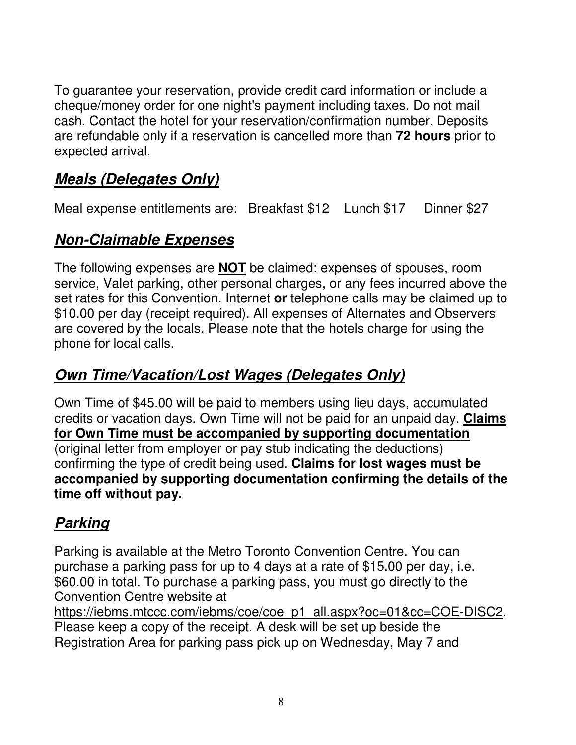To guarantee your reservation, provide credit card information or include a cheque/money order for one night's payment including taxes. Do not mail cash. Contact the hotel for your reservation/confirmation number. Deposits are refundable only if a reservation is cancelled more than **72 hours** prior to expected arrival.

## ***Meals (Delegates Only)***

Meal expense entitlements are: Breakfast $12 Lunch $17 Dinner $27

## ***Non-Claimable Expenses***

The following expenses are **NOT** be claimed: expenses of spouses, room service, Valet parking, other personal charges, or any fees incurred above the set rates for this Convention. Internet **or** telephone calls may be claimed up to $10.00 per day (receipt required). All expenses of Alternates and Observers are covered by the locals. Please note that the hotels charge for using the phone for local calls.

## ***Own Time/Vacation/Lost Wages (Delegates Only)***

Own Time of $45.00 will be paid to members using lieu days, accumulated credits or vacation days. Own Time will not be paid for an unpaid day. **Claims for Own Time must be accompanied by supporting documentation** (original letter from employer or pay stub indicating the deductions) confirming the type of credit being used. **Claims for lost wages must be accompanied by supporting documentation confirming the details of the time off without pay.**

## ***Parking***

Parking is available at the Metro Toronto Convention Centre. You can purchase a parking pass for up to 4 days at a rate of $15.00 per day, i.e. $60.00 in total. To purchase a parking pass, you must go directly to the Convention Centre website at https://iebms.mtccc.com/iebms/coe/coe_p1_all.aspx?oc=01&cc=COE-DISC2. Please keep a copy of the receipt. A desk will be set up beside the Registration Area for parking pass pick up on Wednesday, May 7 and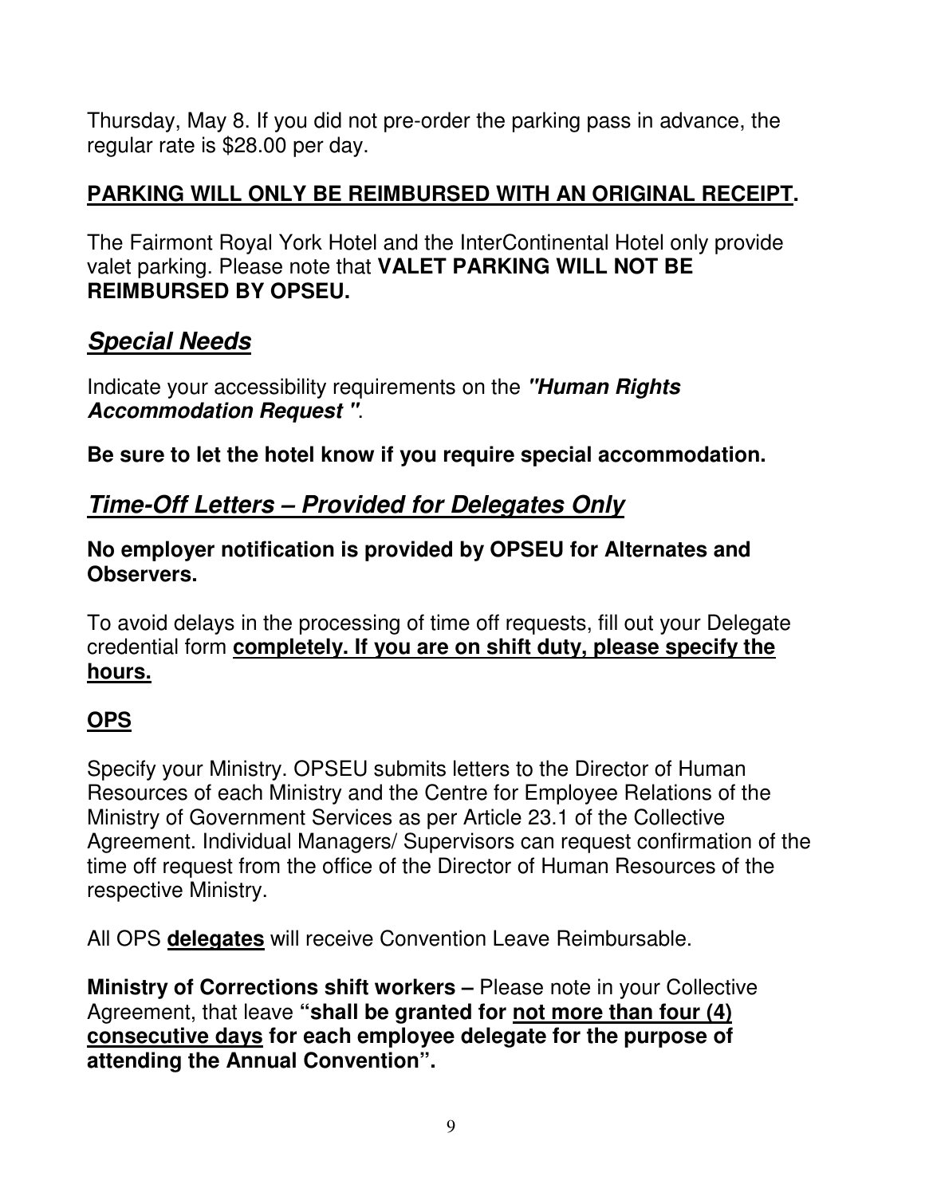Thursday, May 8. If you did not pre-order the parking pass in advance, the regular rate is $28.00 per day.

**<u>PARKING WILL ONLY BE REIMBURSED WITH AN ORIGINAL RECEIPT</u>.**

The Fairmont Royal York Hotel and the InterContinental Hotel only provide valet parking. Please note that **VALET PARKING WILL NOT BE REIMBURSED BY OPSEU.**

## ***<u>Special Needs</u>***

Indicate your accessibility requirements on the ***"Human Rights Accommodation Request "***.

**Be sure to let the hotel know if you require special accommodation.**

## ***<u>Time-Off Letters – Provided for Delegates Only</u>***

**No employer notification is provided by OPSEU for Alternates and Observers.**

To avoid delays in the processing of time off requests, fill out your Delegate credential form **<u>completely. If you are on shift duty, please specify the hours.</u>**

### <u>OPS</u>

Specify your Ministry. OPSEU submits letters to the Director of Human Resources of each Ministry and the Centre for Employee Relations of the Ministry of Government Services as per Article 23.1 of the Collective Agreement. Individual Managers/ Supervisors can request confirmation of the time off request from the office of the Director of Human Resources of the respective Ministry.

All OPS **<u>delegates</u>** will receive Convention Leave Reimbursable.

**Ministry of Corrections shift workers –** Please note in your Collective Agreement, that leave **"shall be granted for <u>not more than four (4) consecutive days</u> for each employee delegate for the purpose of attending the Annual Convention".**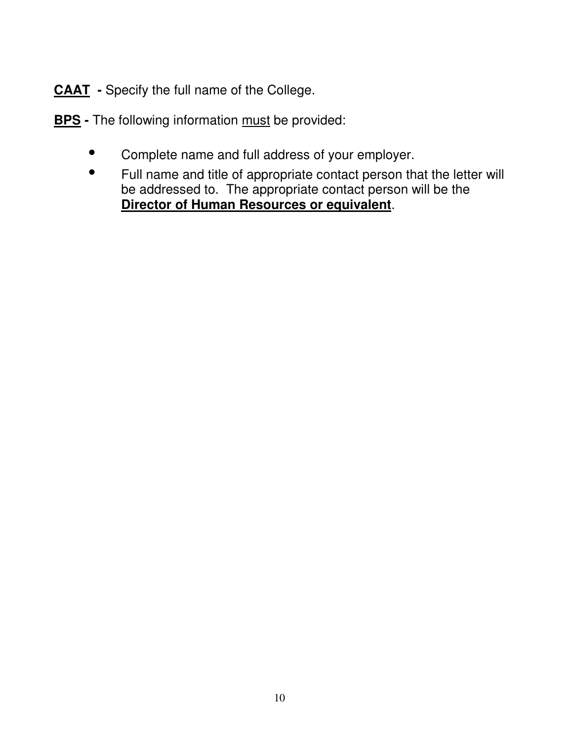**CAAT** **-** Specify the full name of the College.

**BPS -** The following information must be provided:

- Complete name and full address of your employer.
- Full name and title of appropriate contact person that the letter will be addressed to. The appropriate contact person will be the **Director of Human Resources or equivalent**.